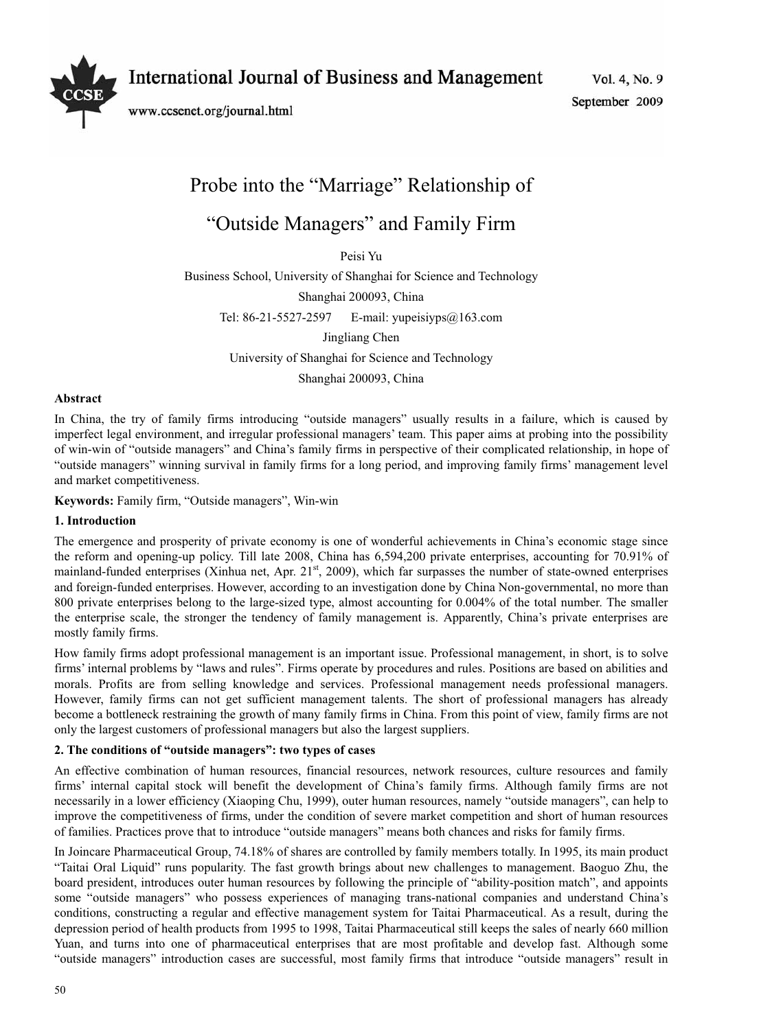# Probe into the "Marriage" Relationship of "Outside Managers" and Family Firm

Peisi Yu

Business School, University of Shanghai for Science and Technology

Shanghai 200093, China

Tel: 86-21-5527-2597 E-mail: yupeisiyps@163.com

Jingliang Chen

University of Shanghai for Science and Technology

Shanghai 200093, China

**Abstract**

In China, the try of family firms introducing "outside managers" usually results in a failure, which is caused by imperfect legal environment, and irregular professional managers' team. This paper aims at probing into the possibility of win-win of "outside managers" and China's family firms in perspective of their complicated relationship, in hope of "outside managers" winning survival in family firms for a long period, and improving family firms' management level and market competitiveness.

**Keywords:** Family firm, "Outside managers", Win-win

## 1. Introduction

The emergence and prosperity of private economy is one of wonderful achievements in China's economic stage since the reform and opening-up policy. Till late 2008, China has 6,594,200 private enterprises, accounting for 70.91% of mainland-funded enterprises (Xinhua net, Apr. 21st, 2009), which far surpasses the number of state-owned enterprises and foreign-funded enterprises. However, according to an investigation done by China Non-governmental, no more than 800 private enterprises belong to the large-sized type, almost accounting for 0.004% of the total number. The smaller the enterprise scale, the stronger the tendency of family management is. Apparently, China's private enterprises are mostly family firms.

How family firms adopt professional management is an important issue. Professional management, in short, is to solve firms' internal problems by "laws and rules". Firms operate by procedures and rules. Positions are based on abilities and morals. Profits are from selling knowledge and services. Professional management needs professional managers. However, family firms can not get sufficient management talents. The short of professional managers has already become a bottleneck restraining the growth of many family firms in China. From this point of view, family firms are not only the largest customers of professional managers but also the largest suppliers.

## 2. The conditions of "outside managers": two types of cases

An effective combination of human resources, financial resources, network resources, culture resources and family firms' internal capital stock will benefit the development of China's family firms. Although family firms are not necessarily in a lower efficiency (Xiaoping Chu, 1999), outer human resources, namely "outside managers", can help to improve the competitiveness of firms, under the condition of severe market competition and short of human resources of families. Practices prove that to introduce "outside managers" means both chances and risks for family firms.

In Joincare Pharmaceutical Group, 74.18% of shares are controlled by family members totally. In 1995, its main product "Taitai Oral Liquid" runs popularity. The fast growth brings about new challenges to management. Baoguo Zhu, the board president, introduces outer human resources by following the principle of "ability-position match", and appoints some "outside managers" who possess experiences of managing trans-national companies and understand China's conditions, constructing a regular and effective management system for Taitai Pharmaceutical. As a result, during the depression period of health products from 1995 to 1998, Taitai Pharmaceutical still keeps the sales of nearly 660 million Yuan, and turns into one of pharmaceutical enterprises that are most profitable and develop fast. Although some "outside managers" introduction cases are successful, most family firms that introduce "outside managers" result in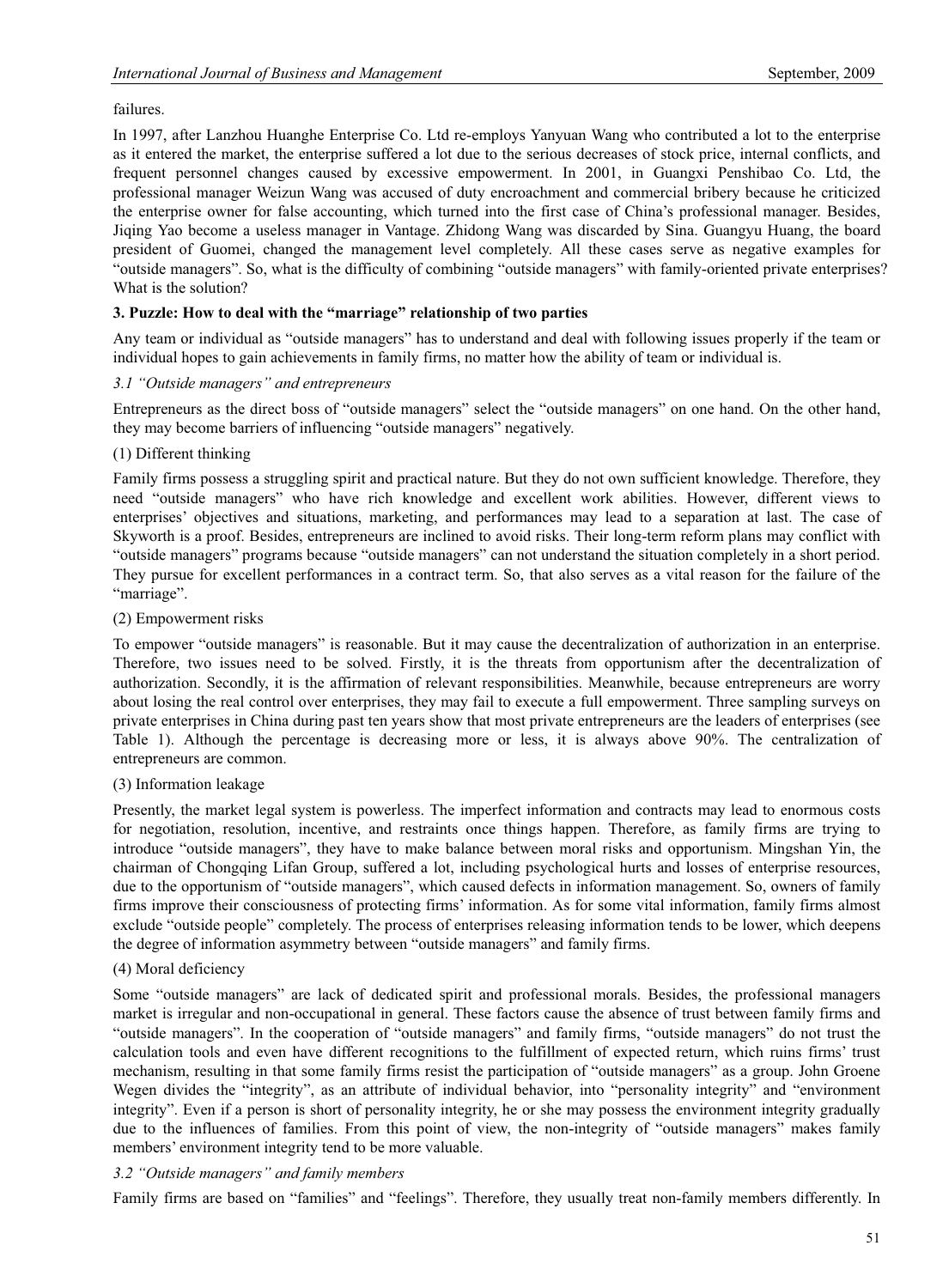failures.

In 1997, after Lanzhou Huanghe Enterprise Co. Ltd re-employs Yanyuan Wang who contributed a lot to the enterprise as it entered the market, the enterprise suffered a lot due to the serious decreases of stock price, internal conflicts, and frequent personnel changes caused by excessive empowerment. In 2001, in Guangxi Penshibao Co. Ltd, the professional manager Weizun Wang was accused of duty encroachment and commercial bribery because he criticized the enterprise owner for false accounting, which turned into the first case of China's professional manager. Besides, Jiqing Yao become a useless manager in Vantage. Zhidong Wang was discarded by Sina. Guangyu Huang, the board president of Guomei, changed the management level completely. All these cases serve as negative examples for "outside managers". So, what is the difficulty of combining "outside managers" with family-oriented private enterprises? What is the solution?

## 3. Puzzle: How to deal with the "marriage" relationship of two parties

Any team or individual as "outside managers" has to understand and deal with following issues properly if the team or individual hopes to gain achievements in family firms, no matter how the ability of team or individual is.

### *3.1 "Outside managers" and entrepreneurs*

Entrepreneurs as the direct boss of "outside managers" select the "outside managers" on one hand. On the other hand, they may become barriers of influencing "outside managers" negatively.

(1) Different thinking

Family firms possess a struggling spirit and practical nature. But they do not own sufficient knowledge. Therefore, they need "outside managers" who have rich knowledge and excellent work abilities. However, different views to enterprises' objectives and situations, marketing, and performances may lead to a separation at last. The case of Skyworth is a proof. Besides, entrepreneurs are inclined to avoid risks. Their long-term reform plans may conflict with "outside managers" programs because "outside managers" can not understand the situation completely in a short period. They pursue for excellent performances in a contract term. So, that also serves as a vital reason for the failure of the "marriage".

(2) Empowerment risks

To empower "outside managers" is reasonable. But it may cause the decentralization of authorization in an enterprise. Therefore, two issues need to be solved. Firstly, it is the threats from opportunism after the decentralization of authorization. Secondly, it is the affirmation of relevant responsibilities. Meanwhile, because entrepreneurs are worry about losing the real control over enterprises, they may fail to execute a full empowerment. Three sampling surveys on private enterprises in China during past ten years show that most private entrepreneurs are the leaders of enterprises (see Table 1). Although the percentage is decreasing more or less, it is always above 90%. The centralization of entrepreneurs are common.

(3) Information leakage

Presently, the market legal system is powerless. The imperfect information and contracts may lead to enormous costs for negotiation, resolution, incentive, and restraints once things happen. Therefore, as family firms are trying to introduce "outside managers", they have to make balance between moral risks and opportunism. Mingshan Yin, the chairman of Chongqing Lifan Group, suffered a lot, including psychological hurts and losses of enterprise resources, due to the opportunism of "outside managers", which caused defects in information management. So, owners of family firms improve their consciousness of protecting firms' information. As for some vital information, family firms almost exclude "outside people" completely. The process of enterprises releasing information tends to be lower, which deepens the degree of information asymmetry between "outside managers" and family firms.

(4) Moral deficiency

Some "outside managers" are lack of dedicated spirit and professional morals. Besides, the professional managers market is irregular and non-occupational in general. These factors cause the absence of trust between family firms and "outside managers". In the cooperation of "outside managers" and family firms, "outside managers" do not trust the calculation tools and even have different recognitions to the fulfillment of expected return, which ruins firms' trust mechanism, resulting in that some family firms resist the participation of "outside managers" as a group. John Groene Wegen divides the "integrity", as an attribute of individual behavior, into "personality integrity" and "environment integrity". Even if a person is short of personality integrity, he or she may possess the environment integrity gradually due to the influences of families. From this point of view, the non-integrity of "outside managers" makes family members' environment integrity tend to be more valuable.

### *3.2 "Outside managers" and family members*

Family firms are based on "families" and "feelings". Therefore, they usually treat non-family members differently. In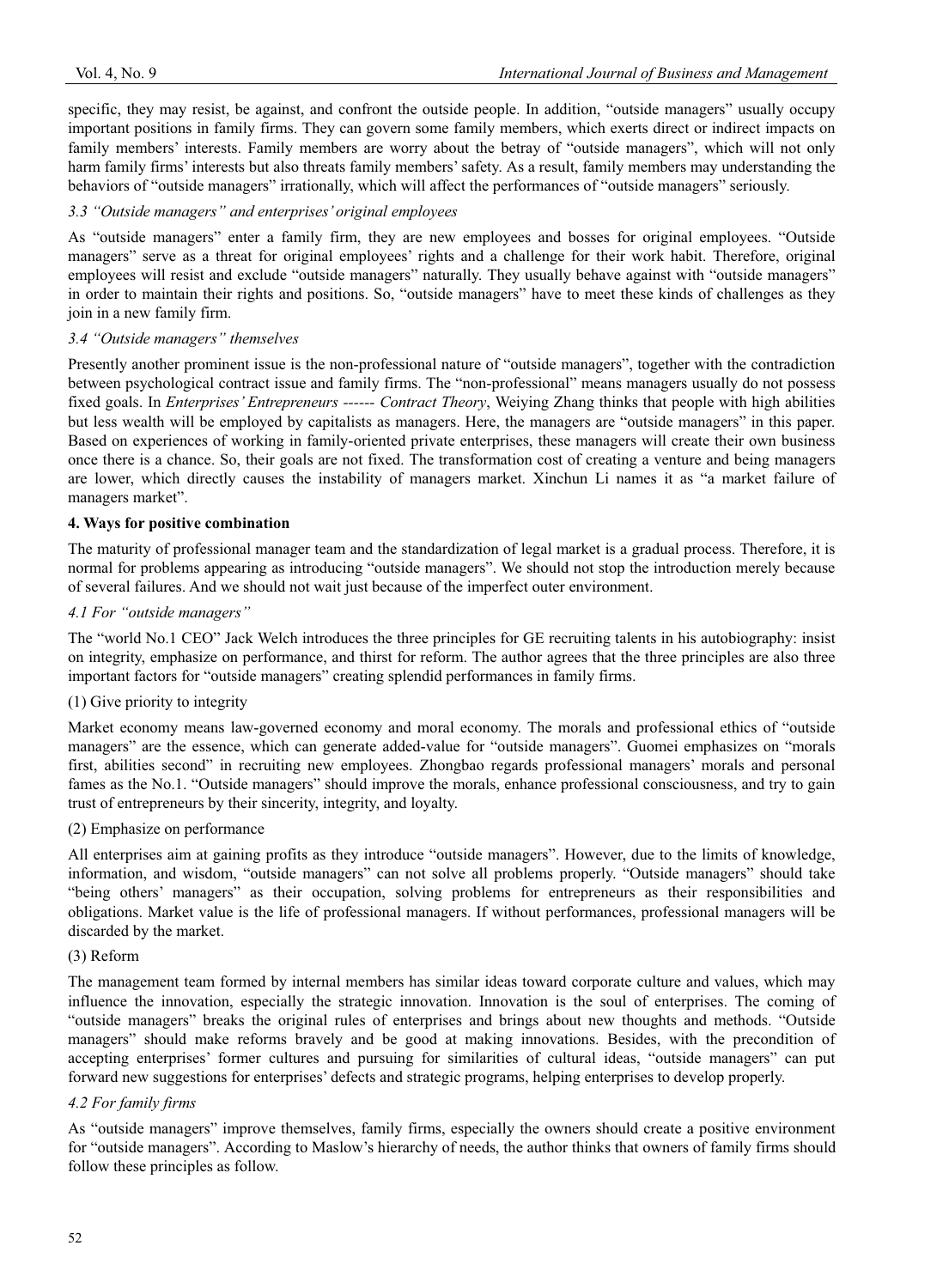specific, they may resist, be against, and confront the outside people. In addition, "outside managers" usually occupy important positions in family firms. They can govern some family members, which exerts direct or indirect impacts on family members' interests. Family members are worry about the betray of "outside managers", which will not only harm family firms' interests but also threats family members' safety. As a result, family members may understanding the behaviors of "outside managers" irrationally, which will affect the performances of "outside managers" seriously.

### *3.3 "Outside managers" and enterprises' original employees*

As "outside managers" enter a family firm, they are new employees and bosses for original employees. "Outside managers" serve as a threat for original employees' rights and a challenge for their work habit. Therefore, original employees will resist and exclude "outside managers" naturally. They usually behave against with "outside managers" in order to maintain their rights and positions. So, "outside managers" have to meet these kinds of challenges as they join in a new family firm.

### *3.4 "Outside managers" themselves*

Presently another prominent issue is the non-professional nature of "outside managers", together with the contradiction between psychological contract issue and family firms. The "non-professional" means managers usually do not possess fixed goals. In *Enterprises' Entrepreneurs ------ Contract Theory*, Weiying Zhang thinks that people with high abilities but less wealth will be employed by capitalists as managers. Here, the managers are "outside managers" in this paper. Based on experiences of working in family-oriented private enterprises, these managers will create their own business once there is a chance. So, their goals are not fixed. The transformation cost of creating a venture and being managers are lower, which directly causes the instability of managers market. Xinchun Li names it as "a market failure of managers market".

## **4. Ways for positive combination**

The maturity of professional manager team and the standardization of legal market is a gradual process. Therefore, it is normal for problems appearing as introducing "outside managers". We should not stop the introduction merely because of several failures. And we should not wait just because of the imperfect outer environment.

### *4.1 For "outside managers"*

The "world No.1 CEO" Jack Welch introduces the three principles for GE recruiting talents in his autobiography: insist on integrity, emphasize on performance, and thirst for reform. The author agrees that the three principles are also three important factors for "outside managers" creating splendid performances in family firms.

(1) Give priority to integrity

Market economy means law-governed economy and moral economy. The morals and professional ethics of "outside managers" are the essence, which can generate added-value for "outside managers". Guomei emphasizes on "morals first, abilities second" in recruiting new employees. Zhongbao regards professional managers' morals and personal fames as the No.1. "Outside managers" should improve the morals, enhance professional consciousness, and try to gain trust of entrepreneurs by their sincerity, integrity, and loyalty.

(2) Emphasize on performance

All enterprises aim at gaining profits as they introduce "outside managers". However, due to the limits of knowledge, information, and wisdom, "outside managers" can not solve all problems properly. "Outside managers" should take "being others' managers" as their occupation, solving problems for entrepreneurs as their responsibilities and obligations. Market value is the life of professional managers. If without performances, professional managers will be discarded by the market.

(3) Reform

The management team formed by internal members has similar ideas toward corporate culture and values, which may influence the innovation, especially the strategic innovation. Innovation is the soul of enterprises. The coming of "outside managers" breaks the original rules of enterprises and brings about new thoughts and methods. "Outside managers" should make reforms bravely and be good at making innovations. Besides, with the precondition of accepting enterprises' former cultures and pursuing for similarities of cultural ideas, "outside managers" can put forward new suggestions for enterprises' defects and strategic programs, helping enterprises to develop properly.

### *4.2 For family firms*

As "outside managers" improve themselves, family firms, especially the owners should create a positive environment for "outside managers". According to Maslow's hierarchy of needs, the author thinks that owners of family firms should follow these principles as follow.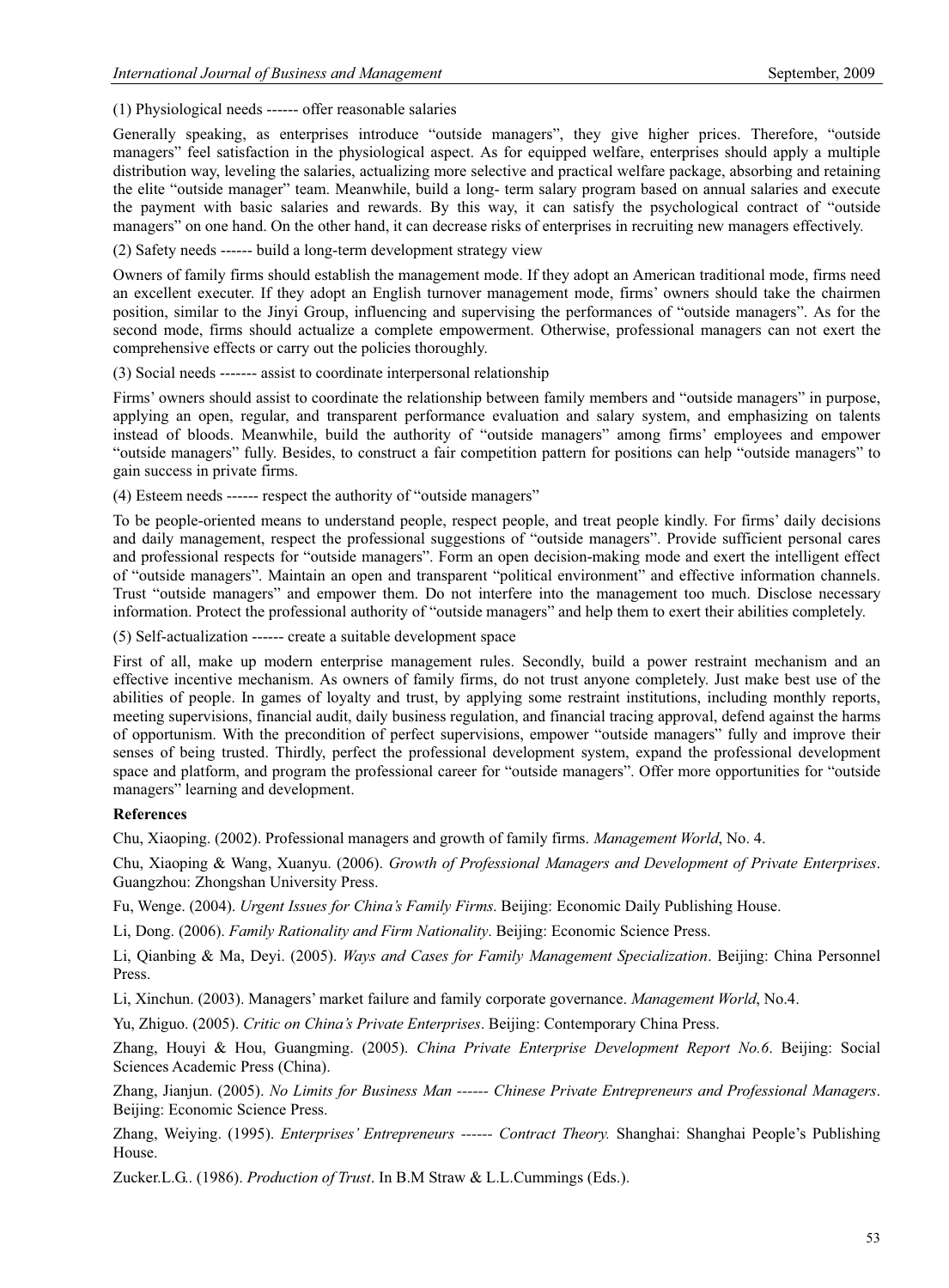(1) Physiological needs ------ offer reasonable salaries

Generally speaking, as enterprises introduce "outside managers", they give higher prices. Therefore, "outside managers" feel satisfaction in the physiological aspect. As for equipped welfare, enterprises should apply a multiple distribution way, leveling the salaries, actualizing more selective and practical welfare package, absorbing and retaining the elite "outside manager" team. Meanwhile, build a long- term salary program based on annual salaries and execute the payment with basic salaries and rewards. By this way, it can satisfy the psychological contract of "outside managers" on one hand. On the other hand, it can decrease risks of enterprises in recruiting new managers effectively.

(2) Safety needs ------ build a long-term development strategy view

Owners of family firms should establish the management mode. If they adopt an American traditional mode, firms need an excellent executer. If they adopt an English turnover management mode, firms' owners should take the chairmen position, similar to the Jinyi Group, influencing and supervising the performances of "outside managers". As for the second mode, firms should actualize a complete empowerment. Otherwise, professional managers can not exert the comprehensive effects or carry out the policies thoroughly.

(3) Social needs ------- assist to coordinate interpersonal relationship

Firms' owners should assist to coordinate the relationship between family members and "outside managers" in purpose, applying an open, regular, and transparent performance evaluation and salary system, and emphasizing on talents instead of bloods. Meanwhile, build the authority of "outside managers" among firms' employees and empower "outside managers" fully. Besides, to construct a fair competition pattern for positions can help "outside managers" to gain success in private firms.

(4) Esteem needs ------ respect the authority of "outside managers"

To be people-oriented means to understand people, respect people, and treat people kindly. For firms' daily decisions and daily management, respect the professional suggestions of "outside managers". Provide sufficient personal cares and professional respects for "outside managers". Form an open decision-making mode and exert the intelligent effect of "outside managers". Maintain an open and transparent "political environment" and effective information channels. Trust "outside managers" and empower them. Do not interfere into the management too much. Disclose necessary information. Protect the professional authority of "outside managers" and help them to exert their abilities completely.

(5) Self-actualization ------ create a suitable development space

First of all, make up modern enterprise management rules. Secondly, build a power restraint mechanism and an effective incentive mechanism. As owners of family firms, do not trust anyone completely. Just make best use of the abilities of people. In games of loyalty and trust, by applying some restraint institutions, including monthly reports, meeting supervisions, financial audit, daily business regulation, and financial tracing approval, defend against the harms of opportunism. With the precondition of perfect supervisions, empower "outside managers" fully and improve their senses of being trusted. Thirdly, perfect the professional development system, expand the professional development space and platform, and program the professional career for "outside managers". Offer more opportunities for "outside managers" learning and development.

**References**

Chu, Xiaoping. (2002). Professional managers and growth of family firms. *Management World*, No. 4.

Chu, Xiaoping & Wang, Xuanyu. (2006). *Growth of Professional Managers and Development of Private Enterprises*. Guangzhou: Zhongshan University Press.

Fu, Wenge. (2004). *Urgent Issues for China's Family Firms*. Beijing: Economic Daily Publishing House.

Li, Dong. (2006). *Family Rationality and Firm Nationality*. Beijing: Economic Science Press.

Li, Qianbing & Ma, Deyi. (2005). *Ways and Cases for Family Management Specialization*. Beijing: China Personnel Press.

Li, Xinchun. (2003). Managers' market failure and family corporate governance. *Management World*, No.4.

Yu, Zhiguo. (2005). *Critic on China's Private Enterprises*. Beijing: Contemporary China Press.

Zhang, Houyi & Hou, Guangming. (2005). *China Private Enterprise Development Report No.6*. Beijing: Social Sciences Academic Press (China).

Zhang, Jianjun. (2005). *No Limits for Business Man ------ Chinese Private Entrepreneurs and Professional Managers*. Beijing: Economic Science Press.

Zhang, Weiying. (1995). *Enterprises' Entrepreneurs ------ Contract Theory.* Shanghai: Shanghai People's Publishing House.

Zucker.L.G.. (1986). *Production of Trust*. In B.M Straw & L.L.Cummings (Eds.).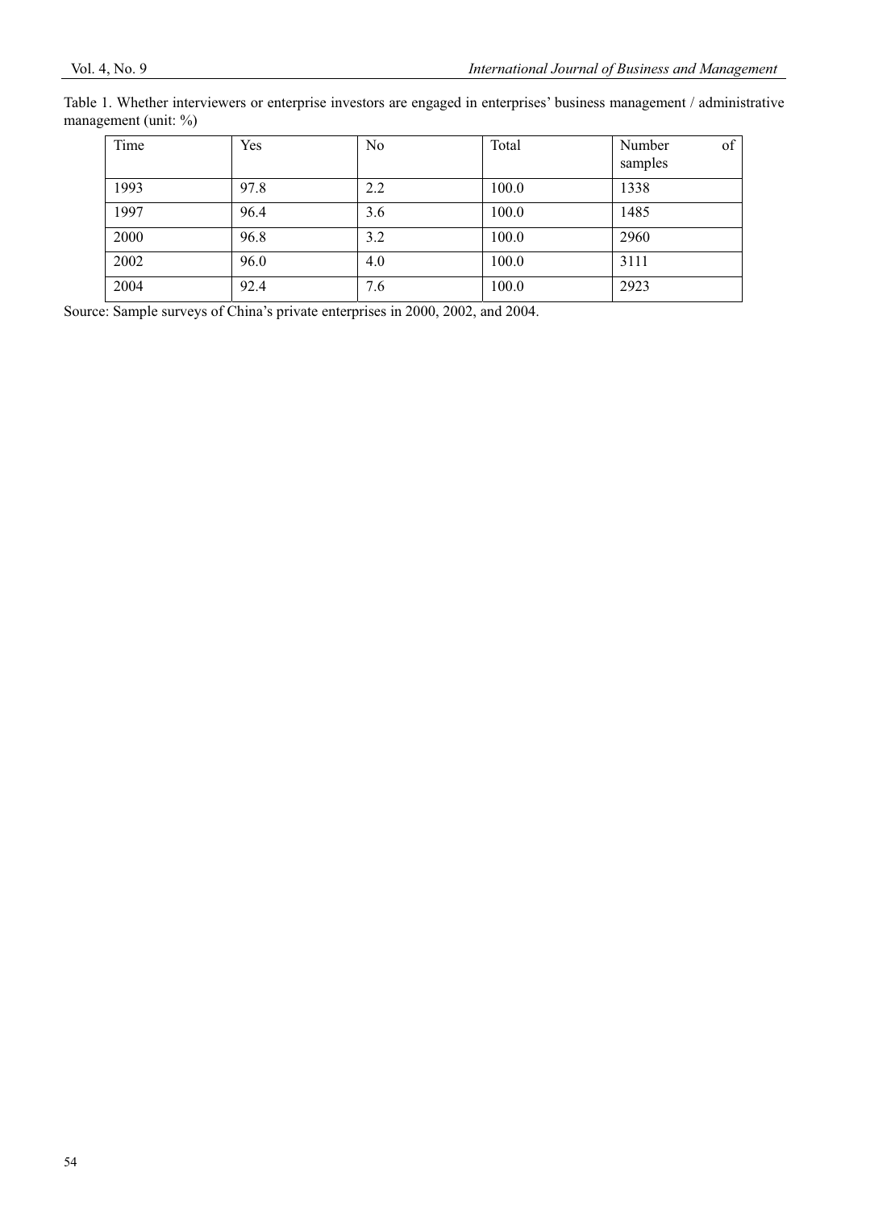Table 1. Whether interviewers or enterprise investors are engaged in enterprises' business management / administrative management (unit: %)

| Time | Yes | No | Total | Number of samples |
|---|---|---|---|---|
| 1993 | 97.8 | 2.2 | 100.0 | 1338 |
| 1997 | 96.4 | 3.6 | 100.0 | 1485 |
| 2000 | 96.8 | 3.2 | 100.0 | 2960 |
| 2002 | 96.0 | 4.0 | 100.0 | 3111 |
| 2004 | 92.4 | 7.6 | 100.0 | 2923 |

Source: Sample surveys of China's private enterprises in 2000, 2002, and 2004.